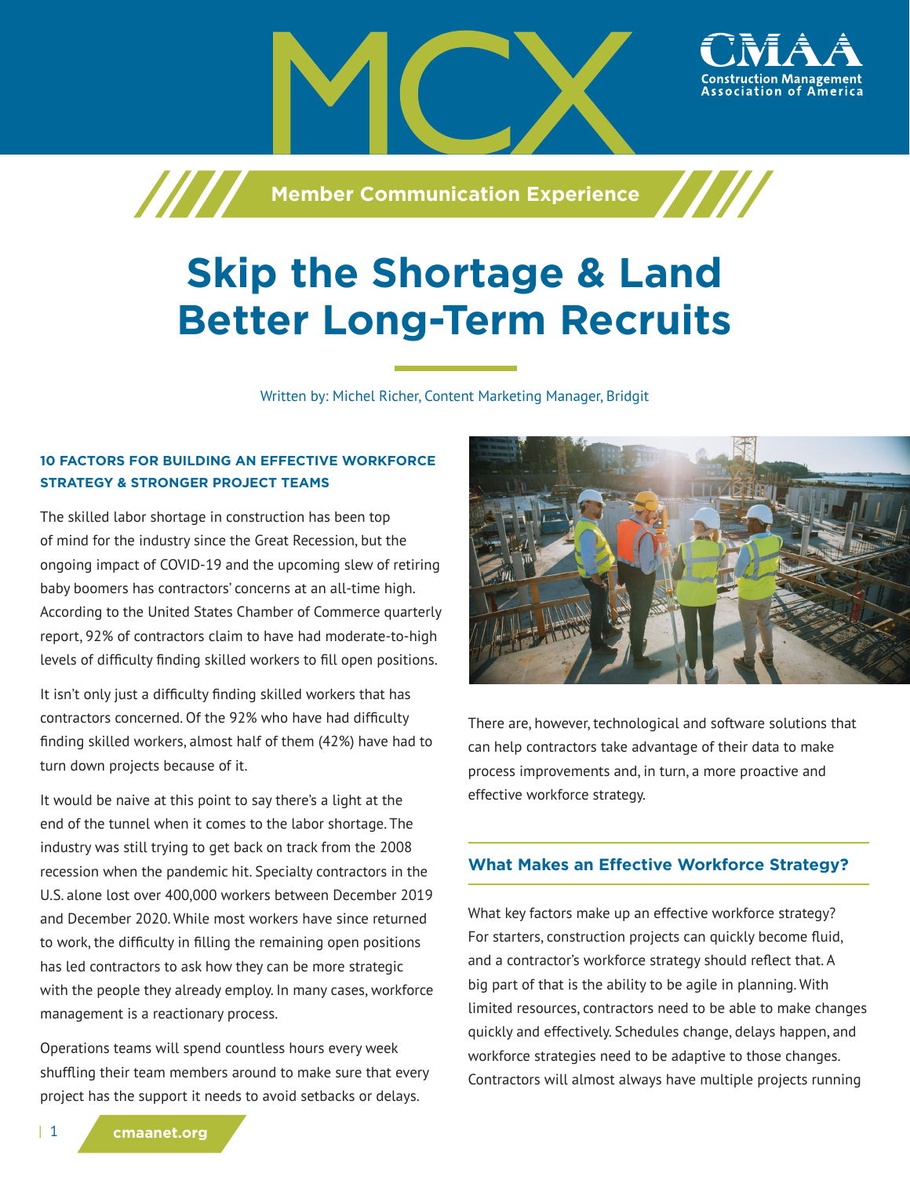MCX

Member Communication Experience

# Skip the Shortage & Land Better Long-Term Recruits

Written by: Michel Richer, Content Marketing Manager, Bridgit

**10 FACTORS FOR BUILDING AN EFFECTIVE WORKFORCE STRATEGY & STRONGER PROJECT TEAMS**

The skilled labor shortage in construction has been top of mind for the industry since the Great Recession, but the ongoing impact of COVID-19 and the upcoming slew of retiring baby boomers has contractors' concerns at an all-time high. According to the United States Chamber of Commerce quarterly report, 92% of contractors claim to have had moderate-to-high levels of difficulty finding skilled workers to fill open positions.

It isn't only just a difficulty finding skilled workers that has contractors concerned. Of the 92% who have had difficulty finding skilled workers, almost half of them (42%) have had to turn down projects because of it.

It would be naive at this point to say there's a light at the end of the tunnel when it comes to the labor shortage. The industry was still trying to get back on track from the 2008 recession when the pandemic hit. Specialty contractors in the U.S. alone lost over 400,000 workers between December 2019 and December 2020. While most workers have since returned to work, the difficulty in filling the remaining open positions has led contractors to ask how they can be more strategic with the people they already employ. In many cases, workforce management is a reactionary process.

Operations teams will spend countless hours every week shuffling their team members around to make sure that every project has the support it needs to avoid setbacks or delays.

There are, however, technological and software solutions that can help contractors take advantage of their data to make process improvements and, in turn, a more proactive and effective workforce strategy.

## What Makes an Effective Workforce Strategy?

What key factors make up an effective workforce strategy? For starters, construction projects can quickly become fluid, and a contractor's workforce strategy should reflect that. A big part of that is the ability to be agile in planning. With limited resources, contractors need to be able to make changes quickly and effectively. Schedules change, delays happen, and workforce strategies need to be adaptive to those changes. Contractors will almost always have multiple projects running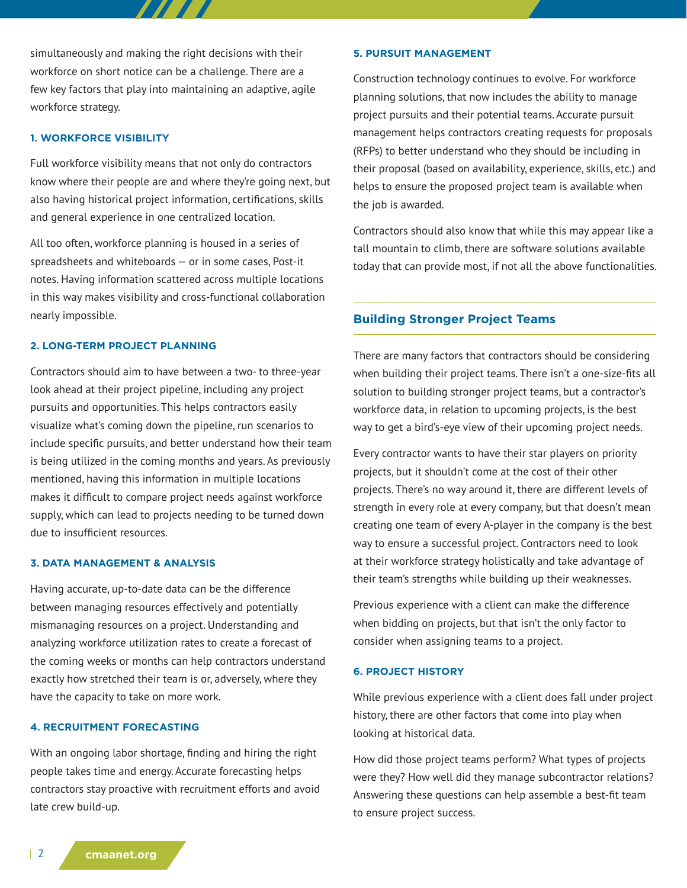simultaneously and making the right decisions with their workforce on short notice can be a challenge. There are a few key factors that play into maintaining an adaptive, agile workforce strategy.

### 1. WORKFORCE VISIBILITY

Full workforce visibility means that not only do contractors know where their people are and where they're going next, but also having historical project information, certifications, skills and general experience in one centralized location.

All too often, workforce planning is housed in a series of spreadsheets and whiteboards — or in some cases, Post-it notes. Having information scattered across multiple locations in this way makes visibility and cross-functional collaboration nearly impossible.

### 2. LONG-TERM PROJECT PLANNING

Contractors should aim to have between a two- to three-year look ahead at their project pipeline, including any project pursuits and opportunities. This helps contractors easily visualize what's coming down the pipeline, run scenarios to include specific pursuits, and better understand how their team is being utilized in the coming months and years. As previously mentioned, having this information in multiple locations makes it difficult to compare project needs against workforce supply, which can lead to projects needing to be turned down due to insufficient resources.

### 3. DATA MANAGEMENT & ANALYSIS

Having accurate, up-to-date data can be the difference between managing resources effectively and potentially mismanaging resources on a project. Understanding and analyzing workforce utilization rates to create a forecast of the coming weeks or months can help contractors understand exactly how stretched their team is or, adversely, where they have the capacity to take on more work.

### 4. RECRUITMENT FORECASTING

With an ongoing labor shortage, finding and hiring the right people takes time and energy. Accurate forecasting helps contractors stay proactive with recruitment efforts and avoid late crew build-up.

### 5. PURSUIT MANAGEMENT

Construction technology continues to evolve. For workforce planning solutions, that now includes the ability to manage project pursuits and their potential teams. Accurate pursuit management helps contractors creating requests for proposals (RFPs) to better understand who they should be including in their proposal (based on availability, experience, skills, etc.) and helps to ensure the proposed project team is available when the job is awarded.

Contractors should also know that while this may appear like a tall mountain to climb, there are software solutions available today that can provide most, if not all the above functionalities.

## Building Stronger Project Teams

There are many factors that contractors should be considering when building their project teams. There isn't a one-size-fits all solution to building stronger project teams, but a contractor's workforce data, in relation to upcoming projects, is the best way to get a bird's-eye view of their upcoming project needs.

Every contractor wants to have their star players on priority projects, but it shouldn't come at the cost of their other projects. There's no way around it, there are different levels of strength in every role at every company, but that doesn't mean creating one team of every A-player in the company is the best way to ensure a successful project. Contractors need to look at their workforce strategy holistically and take advantage of their team's strengths while building up their weaknesses.

Previous experience with a client can make the difference when bidding on projects, but that isn't the only factor to consider when assigning teams to a project.

### 6. PROJECT HISTORY

While previous experience with a client does fall under project history, there are other factors that come into play when looking at historical data.

How did those project teams perform? What types of projects were they? How well did they manage subcontractor relations? Answering these questions can help assemble a best-fit team to ensure project success.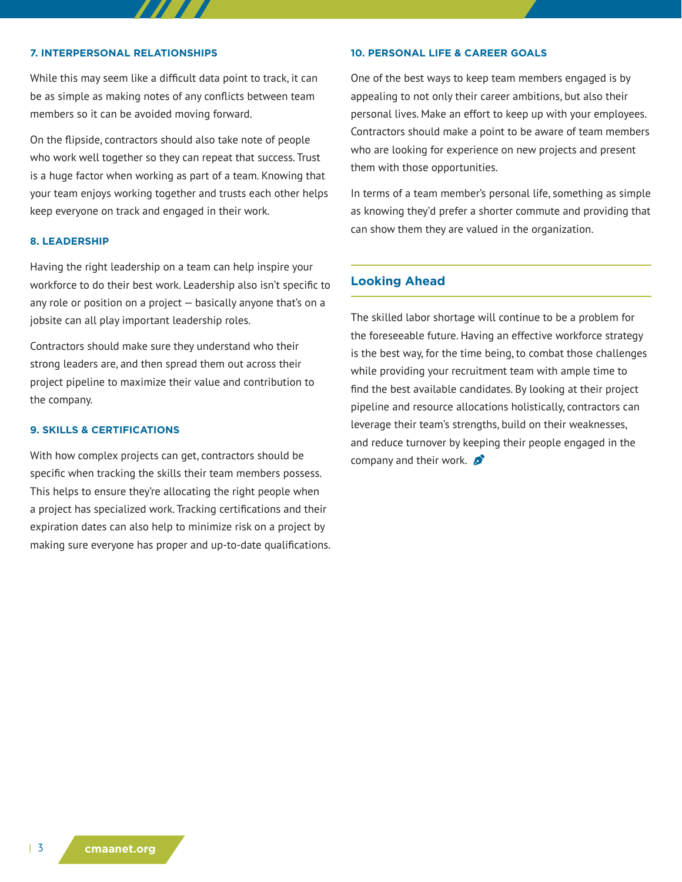### 7. INTERPERSONAL RELATIONSHIPS

While this may seem like a difficult data point to track, it can be as simple as making notes of any conflicts between team members so it can be avoided moving forward.

On the flipside, contractors should also take note of people who work well together so they can repeat that success. Trust is a huge factor when working as part of a team. Knowing that your team enjoys working together and trusts each other helps keep everyone on track and engaged in their work.

### 8. LEADERSHIP

Having the right leadership on a team can help inspire your workforce to do their best work. Leadership also isn't specific to any role or position on a project — basically anyone that's on a jobsite can all play important leadership roles.

Contractors should make sure they understand who their strong leaders are, and then spread them out across their project pipeline to maximize their value and contribution to the company.

### 9. SKILLS & CERTIFICATIONS

With how complex projects can get, contractors should be specific when tracking the skills their team members possess. This helps to ensure they're allocating the right people when a project has specialized work. Tracking certifications and their expiration dates can also help to minimize risk on a project by making sure everyone has proper and up-to-date qualifications.

### 10. PERSONAL LIFE & CAREER GOALS

One of the best ways to keep team members engaged is by appealing to not only their career ambitions, but also their personal lives. Make an effort to keep up with your employees. Contractors should make a point to be aware of team members who are looking for experience on new projects and present them with those opportunities.

In terms of a team member's personal life, something as simple as knowing they'd prefer a shorter commute and providing that can show them they are valued in the organization.

## Looking Ahead

The skilled labor shortage will continue to be a problem for the foreseeable future. Having an effective workforce strategy is the best way, for the time being, to combat those challenges while providing your recruitment team with ample time to find the best available candidates. By looking at their project pipeline and resource allocations holistically, contractors can leverage their team's strengths, build on their weaknesses, and reduce turnover by keeping their people engaged in the company and their work.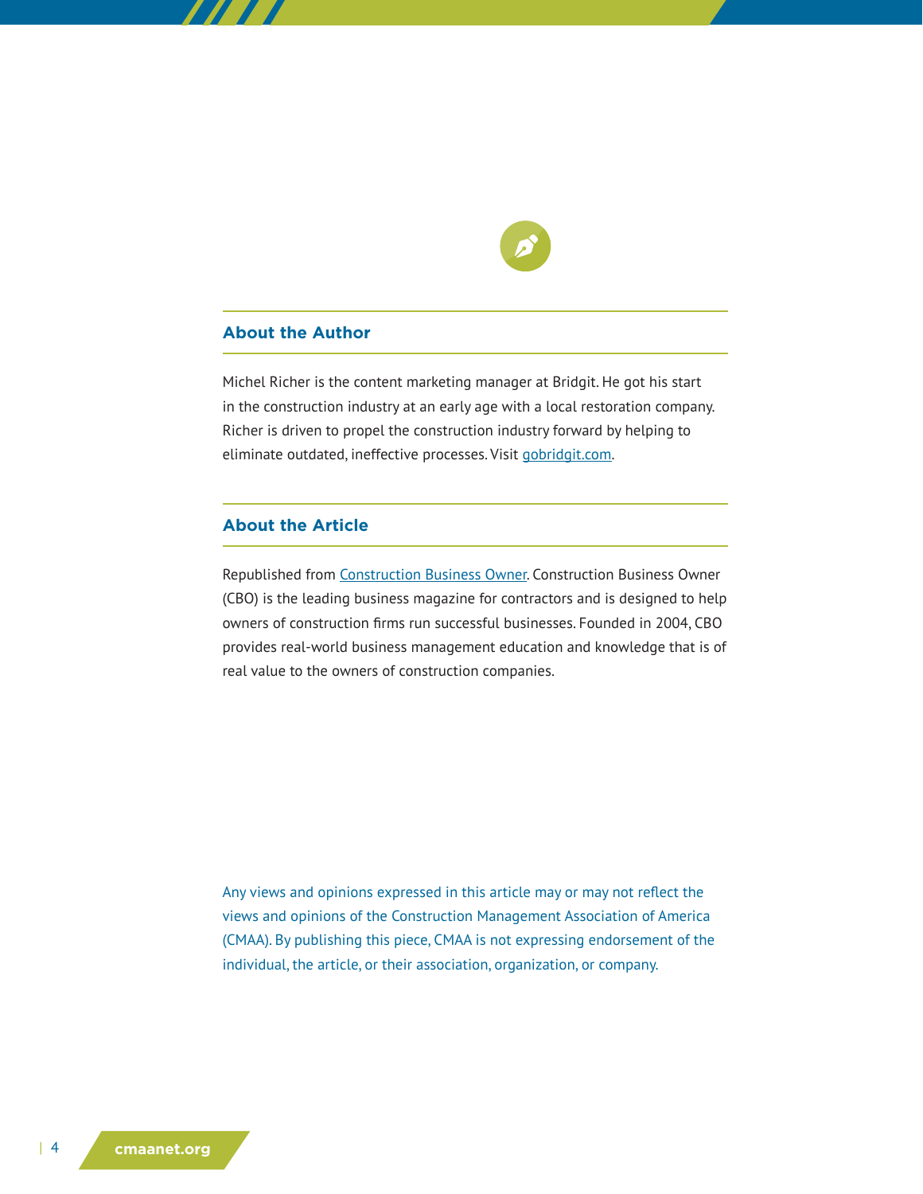## About the Author

Michel Richer is the content marketing manager at Bridgit. He got his start in the construction industry at an early age with a local restoration company. Richer is driven to propel the construction industry forward by helping to eliminate outdated, ineffective processes. Visit gobridgit.com.

## About the Article

Republished from Construction Business Owner. Construction Business Owner (CBO) is the leading business magazine for contractors and is designed to help owners of construction firms run successful businesses. Founded in 2004, CBO provides real-world business management education and knowledge that is of real value to the owners of construction companies.

Any views and opinions expressed in this article may or may not reflect the views and opinions of the Construction Management Association of America (CMAA). By publishing this piece, CMAA is not expressing endorsement of the individual, the article, or their association, organization, or company.